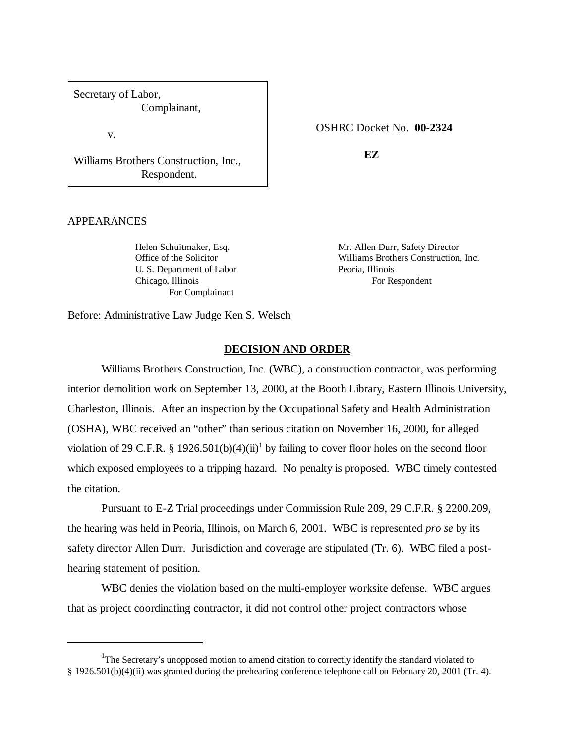Secretary of Labor,
Complainant,

v.

Williams Brothers Construction, Inc.,
Respondent.

OSHRC Docket No. **00-2324**

**EZ**

APPEARANCES

Helen Schuitmaker, Esq.
Office of the Solicitor
U. S. Department of Labor
Chicago, Illinois
For Complainant

Mr. Allen Durr, Safety Director
Williams Brothers Construction, Inc.
Peoria, Illinois
For Respondent

Before: Administrative Law Judge Ken S. Welsch

## DECISION AND ORDER

Williams Brothers Construction, Inc. (WBC), a construction contractor, was performing interior demolition work on September 13, 2000, at the Booth Library, Eastern Illinois University, Charleston, Illinois. After an inspection by the Occupational Safety and Health Administration (OSHA), WBC received an "other" than serious citation on November 16, 2000, for alleged violation of 29 C.F.R. § 1926.501(b)(4)(ii)[1] by failing to cover floor holes on the second floor which exposed employees to a tripping hazard. No penalty is proposed. WBC timely contested the citation.

Pursuant to E-Z Trial proceedings under Commission Rule 209, 29 C.F.R. § 2200.209, the hearing was held in Peoria, Illinois, on March 6, 2001. WBC is represented *pro se* by its safety director Allen Durr. Jurisdiction and coverage are stipulated (Tr. 6). WBC filed a post-hearing statement of position.

WBC denies the violation based on the multi-employer worksite defense. WBC argues that as project coordinating contractor, it did not control other project contractors whose

[1] The Secretary's unopposed motion to amend citation to correctly identify the standard violated to § 1926.501(b)(4)(ii) was granted during the prehearing conference telephone call on February 20, 2001 (Tr. 4).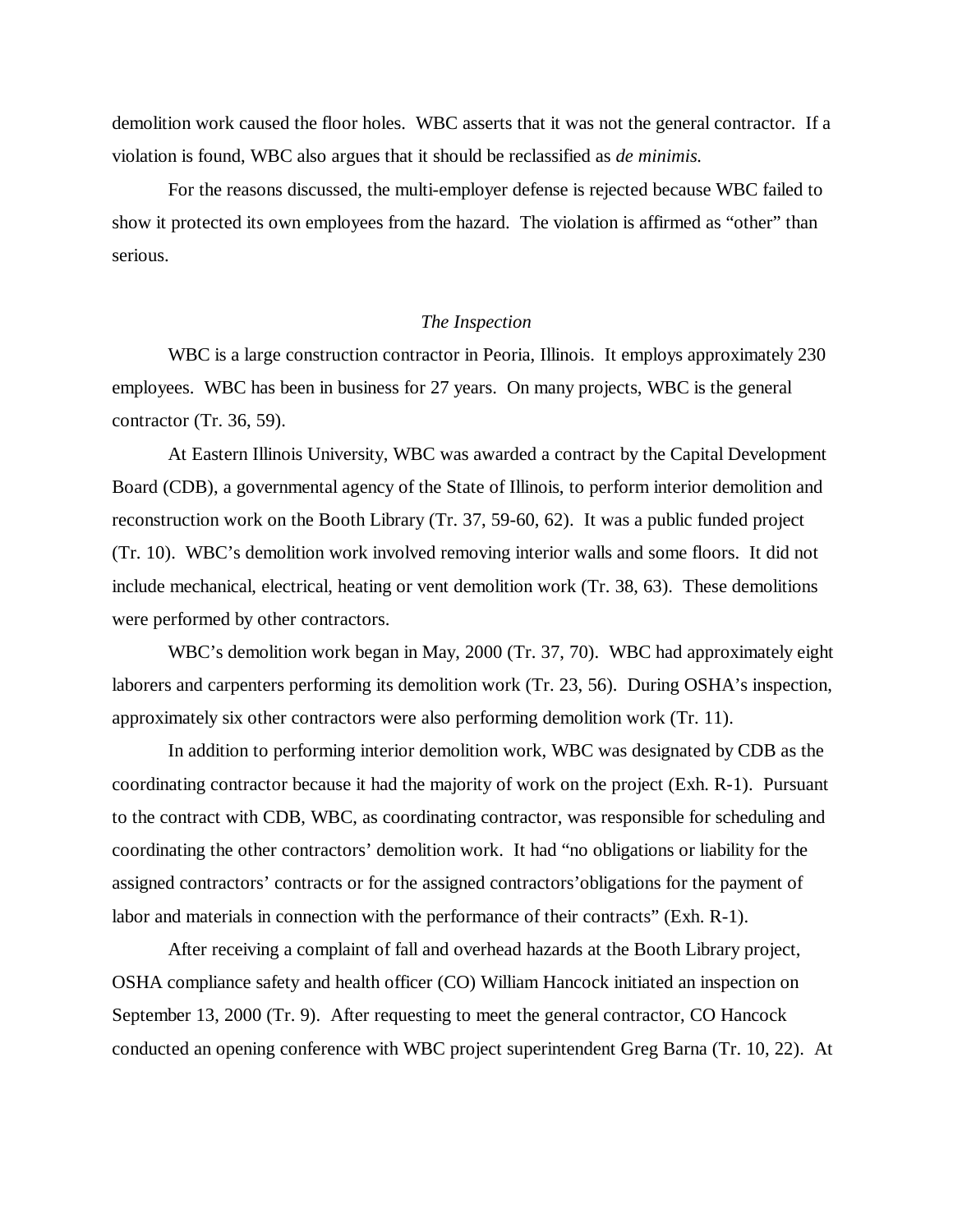demolition work caused the floor holes. WBC asserts that it was not the general contractor. If a violation is found, WBC also argues that it should be reclassified as *de minimis.*

For the reasons discussed, the multi-employer defense is rejected because WBC failed to show it protected its own employees from the hazard. The violation is affirmed as "other" than serious.

*The Inspection*

WBC is a large construction contractor in Peoria, Illinois. It employs approximately 230 employees. WBC has been in business for 27 years. On many projects, WBC is the general contractor (Tr. 36, 59).

At Eastern Illinois University, WBC was awarded a contract by the Capital Development Board (CDB), a governmental agency of the State of Illinois, to perform interior demolition and reconstruction work on the Booth Library (Tr. 37, 59-60, 62). It was a public funded project (Tr. 10). WBC's demolition work involved removing interior walls and some floors. It did not include mechanical, electrical, heating or vent demolition work (Tr. 38, 63). These demolitions were performed by other contractors.

WBC's demolition work began in May, 2000 (Tr. 37, 70). WBC had approximately eight laborers and carpenters performing its demolition work (Tr. 23, 56). During OSHA's inspection, approximately six other contractors were also performing demolition work (Tr. 11).

In addition to performing interior demolition work, WBC was designated by CDB as the coordinating contractor because it had the majority of work on the project (Exh. R-1). Pursuant to the contract with CDB, WBC, as coordinating contractor, was responsible for scheduling and coordinating the other contractors' demolition work. It had "no obligations or liability for the assigned contractors' contracts or for the assigned contractors'obligations for the payment of labor and materials in connection with the performance of their contracts" (Exh. R-1).

After receiving a complaint of fall and overhead hazards at the Booth Library project, OSHA compliance safety and health officer (CO) William Hancock initiated an inspection on September 13, 2000 (Tr. 9). After requesting to meet the general contractor, CO Hancock conducted an opening conference with WBC project superintendent Greg Barna (Tr. 10, 22). At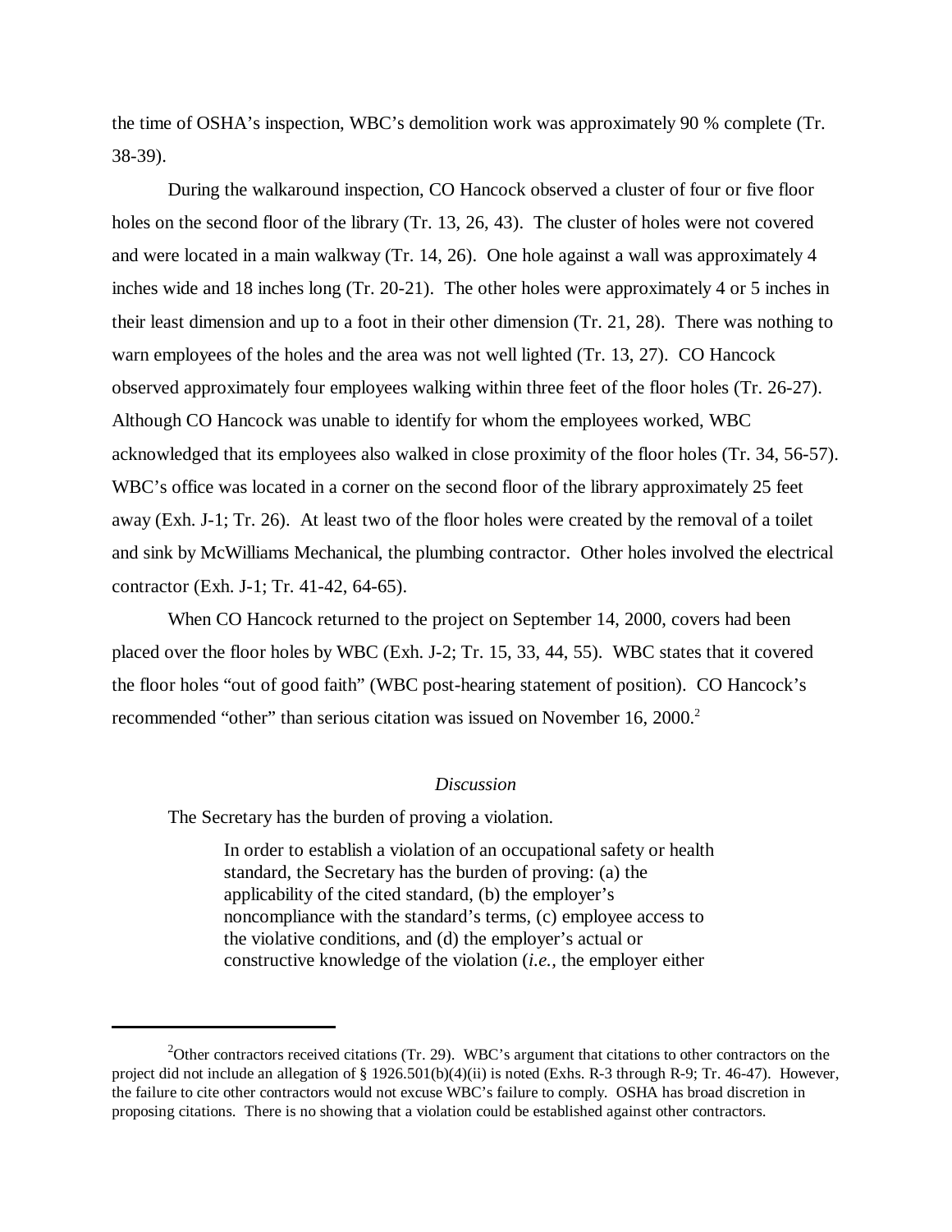the time of OSHA's inspection, WBC's demolition work was approximately 90 % complete (Tr. 38-39).

During the walkaround inspection, CO Hancock observed a cluster of four or five floor holes on the second floor of the library (Tr. 13, 26, 43). The cluster of holes were not covered and were located in a main walkway (Tr. 14, 26). One hole against a wall was approximately 4 inches wide and 18 inches long (Tr. 20-21). The other holes were approximately 4 or 5 inches in their least dimension and up to a foot in their other dimension (Tr. 21, 28). There was nothing to warn employees of the holes and the area was not well lighted (Tr. 13, 27). CO Hancock observed approximately four employees walking within three feet of the floor holes (Tr. 26-27). Although CO Hancock was unable to identify for whom the employees worked, WBC acknowledged that its employees also walked in close proximity of the floor holes (Tr. 34, 56-57). WBC's office was located in a corner on the second floor of the library approximately 25 feet away (Exh. J-1; Tr. 26). At least two of the floor holes were created by the removal of a toilet and sink by McWilliams Mechanical, the plumbing contractor. Other holes involved the electrical contractor (Exh. J-1; Tr. 41-42, 64-65).

When CO Hancock returned to the project on September 14, 2000, covers had been placed over the floor holes by WBC (Exh. J-2; Tr. 15, 33, 44, 55). WBC states that it covered the floor holes "out of good faith" (WBC post-hearing statement of position). CO Hancock's recommended "other" than serious citation was issued on November 16, 2000.[2]

*Discussion*

The Secretary has the burden of proving a violation.

> In order to establish a violation of an occupational safety or health standard, the Secretary has the burden of proving: (a) the applicability of the cited standard, (b) the employer's noncompliance with the standard's terms, (c) employee access to the violative conditions, and (d) the employer's actual or constructive knowledge of the violation (*i.e.,* the employer either

[2]Other contractors received citations (Tr. 29). WBC's argument that citations to other contractors on the project did not include an allegation of § 1926.501(b)(4)(ii) is noted (Exhs. R-3 through R-9; Tr. 46-47). However, the failure to cite other contractors would not excuse WBC's failure to comply. OSHA has broad discretion in proposing citations. There is no showing that a violation could be established against other contractors.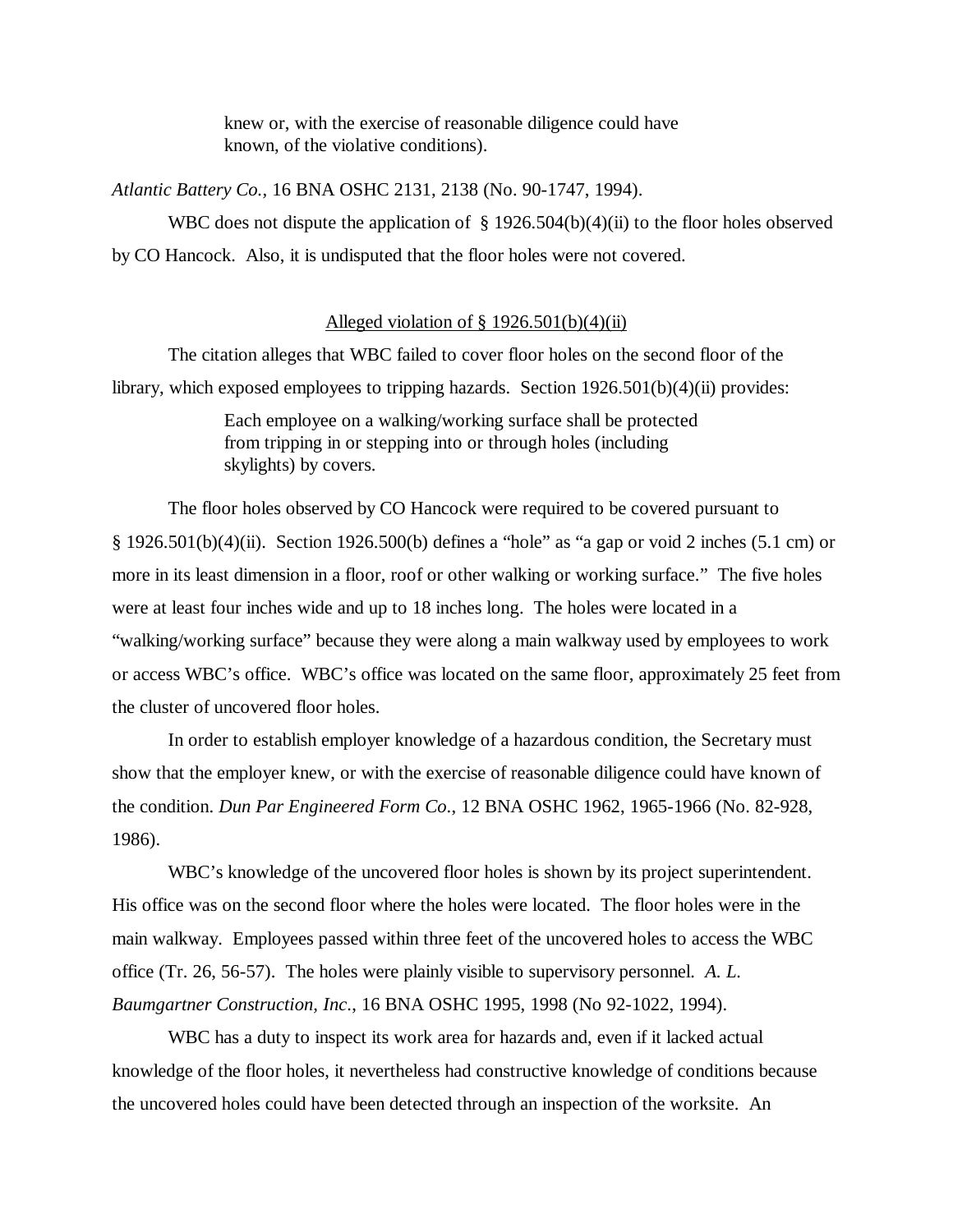> knew or, with the exercise of reasonable diligence could have known, of the violative conditions).

*Atlantic Battery Co.,* 16 BNA OSHC 2131, 2138 (No. 90-1747, 1994).

WBC does not dispute the application of § 1926.504(b)(4)(ii) to the floor holes observed by CO Hancock. Also, it is undisputed that the floor holes were not covered.

<u>Alleged violation of § 1926.501(b)(4)(ii)</u>

The citation alleges that WBC failed to cover floor holes on the second floor of the library, which exposed employees to tripping hazards. Section 1926.501(b)(4)(ii) provides:

> Each employee on a walking/working surface shall be protected from tripping in or stepping into or through holes (including skylights) by covers.

The floor holes observed by CO Hancock were required to be covered pursuant to § 1926.501(b)(4)(ii). Section 1926.500(b) defines a "hole" as "a gap or void 2 inches (5.1 cm) or more in its least dimension in a floor, roof or other walking or working surface." The five holes were at least four inches wide and up to 18 inches long. The holes were located in a "walking/working surface" because they were along a main walkway used by employees to work or access WBC's office. WBC's office was located on the same floor, approximately 25 feet from the cluster of uncovered floor holes.

In order to establish employer knowledge of a hazardous condition, the Secretary must show that the employer knew, or with the exercise of reasonable diligence could have known of the condition. *Dun Par Engineered Form Co.*, 12 BNA OSHC 1962, 1965-1966 (No. 82-928, 1986).

WBC's knowledge of the uncovered floor holes is shown by its project superintendent. His office was on the second floor where the holes were located. The floor holes were in the main walkway. Employees passed within three feet of the uncovered holes to access the WBC office (Tr. 26, 56-57). The holes were plainly visible to supervisory personnel. *A. L. Baumgartner Construction, Inc.*, 16 BNA OSHC 1995, 1998 (No 92-1022, 1994).

WBC has a duty to inspect its work area for hazards and, even if it lacked actual knowledge of the floor holes, it nevertheless had constructive knowledge of conditions because the uncovered holes could have been detected through an inspection of the worksite. An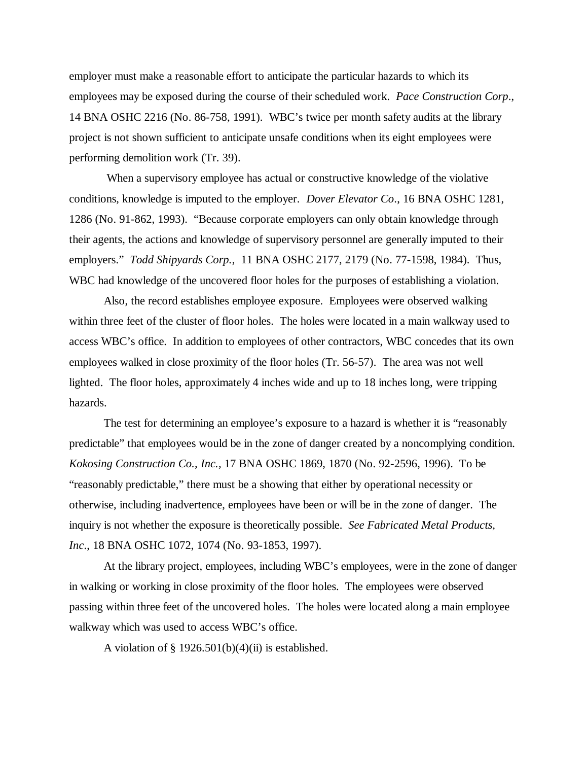employer must make a reasonable effort to anticipate the particular hazards to which its employees may be exposed during the course of their scheduled work. *Pace Construction Corp*., 14 BNA OSHC 2216 (No. 86-758, 1991). WBC's twice per month safety audits at the library project is not shown sufficient to anticipate unsafe conditions when its eight employees were performing demolition work (Tr. 39).

When a supervisory employee has actual or constructive knowledge of the violative conditions, knowledge is imputed to the employer. *Dover Elevator Co*., 16 BNA OSHC 1281, 1286 (No. 91-862, 1993). "Because corporate employers can only obtain knowledge through their agents, the actions and knowledge of supervisory personnel are generally imputed to their employers." *Todd Shipyards Corp.*, 11 BNA OSHC 2177, 2179 (No. 77-1598, 1984). Thus, WBC had knowledge of the uncovered floor holes for the purposes of establishing a violation.

Also, the record establishes employee exposure. Employees were observed walking within three feet of the cluster of floor holes. The holes were located in a main walkway used to access WBC's office. In addition to employees of other contractors, WBC concedes that its own employees walked in close proximity of the floor holes (Tr. 56-57). The area was not well lighted. The floor holes, approximately 4 inches wide and up to 18 inches long, were tripping hazards.

The test for determining an employee's exposure to a hazard is whether it is "reasonably predictable" that employees would be in the zone of danger created by a noncomplying condition. *Kokosing Construction Co., Inc.,* 17 BNA OSHC 1869, 1870 (No. 92-2596, 1996). To be "reasonably predictable," there must be a showing that either by operational necessity or otherwise, including inadvertence, employees have been or will be in the zone of danger. The inquiry is not whether the exposure is theoretically possible. *See Fabricated Metal Products, Inc*., 18 BNA OSHC 1072, 1074 (No. 93-1853, 1997).

At the library project, employees, including WBC's employees, were in the zone of danger in walking or working in close proximity of the floor holes. The employees were observed passing within three feet of the uncovered holes. The holes were located along a main employee walkway which was used to access WBC's office.

A violation of § 1926.501(b)(4)(ii) is established.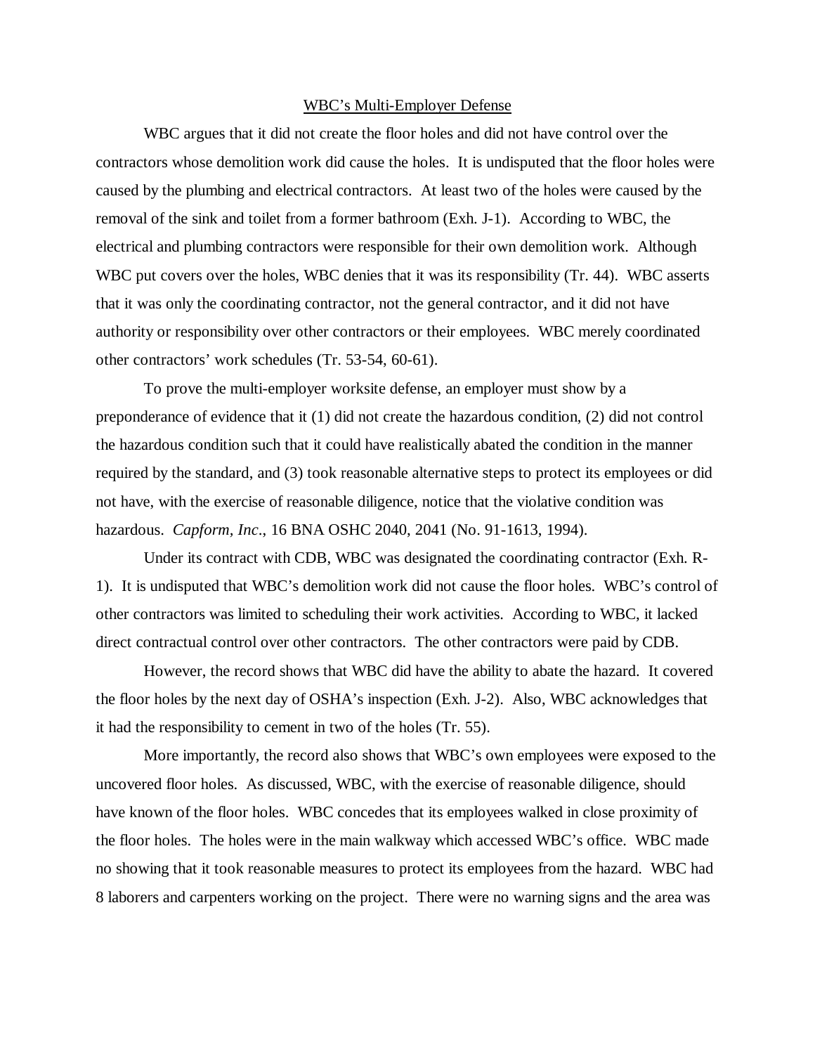## WBC's Multi-Employer Defense

WBC argues that it did not create the floor holes and did not have control over the contractors whose demolition work did cause the holes. It is undisputed that the floor holes were caused by the plumbing and electrical contractors. At least two of the holes were caused by the removal of the sink and toilet from a former bathroom (Exh. J-1). According to WBC, the electrical and plumbing contractors were responsible for their own demolition work. Although WBC put covers over the holes, WBC denies that it was its responsibility (Tr. 44). WBC asserts that it was only the coordinating contractor, not the general contractor, and it did not have authority or responsibility over other contractors or their employees. WBC merely coordinated other contractors' work schedules (Tr. 53-54, 60-61).

To prove the multi-employer worksite defense, an employer must show by a preponderance of evidence that it (1) did not create the hazardous condition, (2) did not control the hazardous condition such that it could have realistically abated the condition in the manner required by the standard, and (3) took reasonable alternative steps to protect its employees or did not have, with the exercise of reasonable diligence, notice that the violative condition was hazardous. *Capform, Inc*., 16 BNA OSHC 2040, 2041 (No. 91-1613, 1994).

Under its contract with CDB, WBC was designated the coordinating contractor (Exh. R-1). It is undisputed that WBC's demolition work did not cause the floor holes. WBC's control of other contractors was limited to scheduling their work activities. According to WBC, it lacked direct contractual control over other contractors. The other contractors were paid by CDB.

However, the record shows that WBC did have the ability to abate the hazard. It covered the floor holes by the next day of OSHA's inspection (Exh. J-2). Also, WBC acknowledges that it had the responsibility to cement in two of the holes (Tr. 55).

More importantly, the record also shows that WBC's own employees were exposed to the uncovered floor holes. As discussed, WBC, with the exercise of reasonable diligence, should have known of the floor holes. WBC concedes that its employees walked in close proximity of the floor holes. The holes were in the main walkway which accessed WBC's office. WBC made no showing that it took reasonable measures to protect its employees from the hazard. WBC had 8 laborers and carpenters working on the project. There were no warning signs and the area was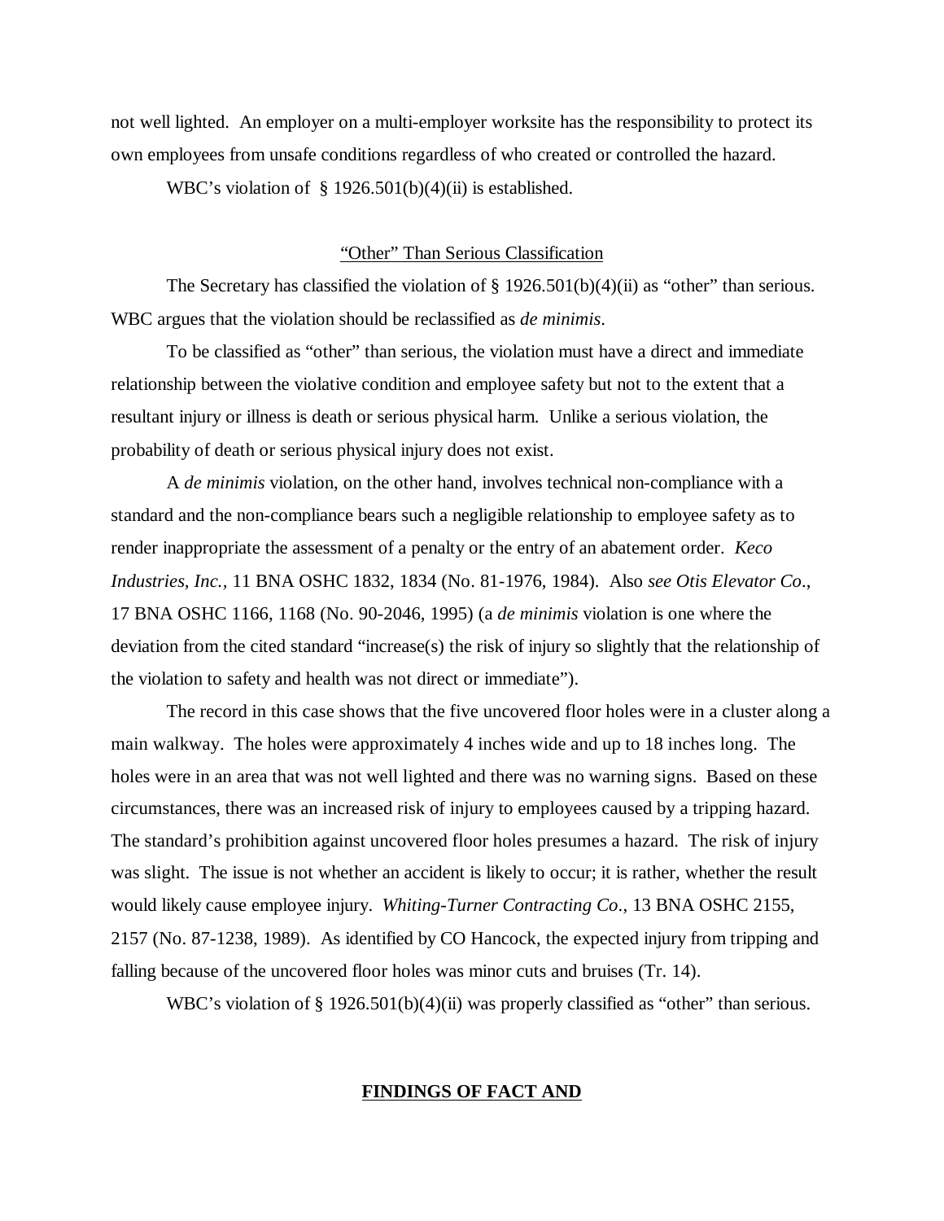not well lighted. An employer on a multi-employer worksite has the responsibility to protect its own employees from unsafe conditions regardless of who created or controlled the hazard.

WBC's violation of § 1926.501(b)(4)(ii) is established.

## "Other" Than Serious Classification

The Secretary has classified the violation of § 1926.501(b)(4)(ii) as "other" than serious. WBC argues that the violation should be reclassified as *de minimis*.

To be classified as "other" than serious, the violation must have a direct and immediate relationship between the violative condition and employee safety but not to the extent that a resultant injury or illness is death or serious physical harm. Unlike a serious violation, the probability of death or serious physical injury does not exist.

A *de minimis* violation, on the other hand, involves technical non-compliance with a standard and the non-compliance bears such a negligible relationship to employee safety as to render inappropriate the assessment of a penalty or the entry of an abatement order. *Keco Industries, Inc.*, 11 BNA OSHC 1832, 1834 (No. 81-1976, 1984). Also *see Otis Elevator Co*., 17 BNA OSHC 1166, 1168 (No. 90-2046, 1995) (a *de minimis* violation is one where the deviation from the cited standard "increase(s) the risk of injury so slightly that the relationship of the violation to safety and health was not direct or immediate").

The record in this case shows that the five uncovered floor holes were in a cluster along a main walkway. The holes were approximately 4 inches wide and up to 18 inches long. The holes were in an area that was not well lighted and there was no warning signs. Based on these circumstances, there was an increased risk of injury to employees caused by a tripping hazard. The standard's prohibition against uncovered floor holes presumes a hazard. The risk of injury was slight. The issue is not whether an accident is likely to occur; it is rather, whether the result would likely cause employee injury. *Whiting-Turner Contracting Co*., 13 BNA OSHC 2155, 2157 (No. 87-1238, 1989). As identified by CO Hancock, the expected injury from tripping and falling because of the uncovered floor holes was minor cuts and bruises (Tr. 14).

WBC's violation of § 1926.501(b)(4)(ii) was properly classified as "other" than serious.

## FINDINGS OF FACT AND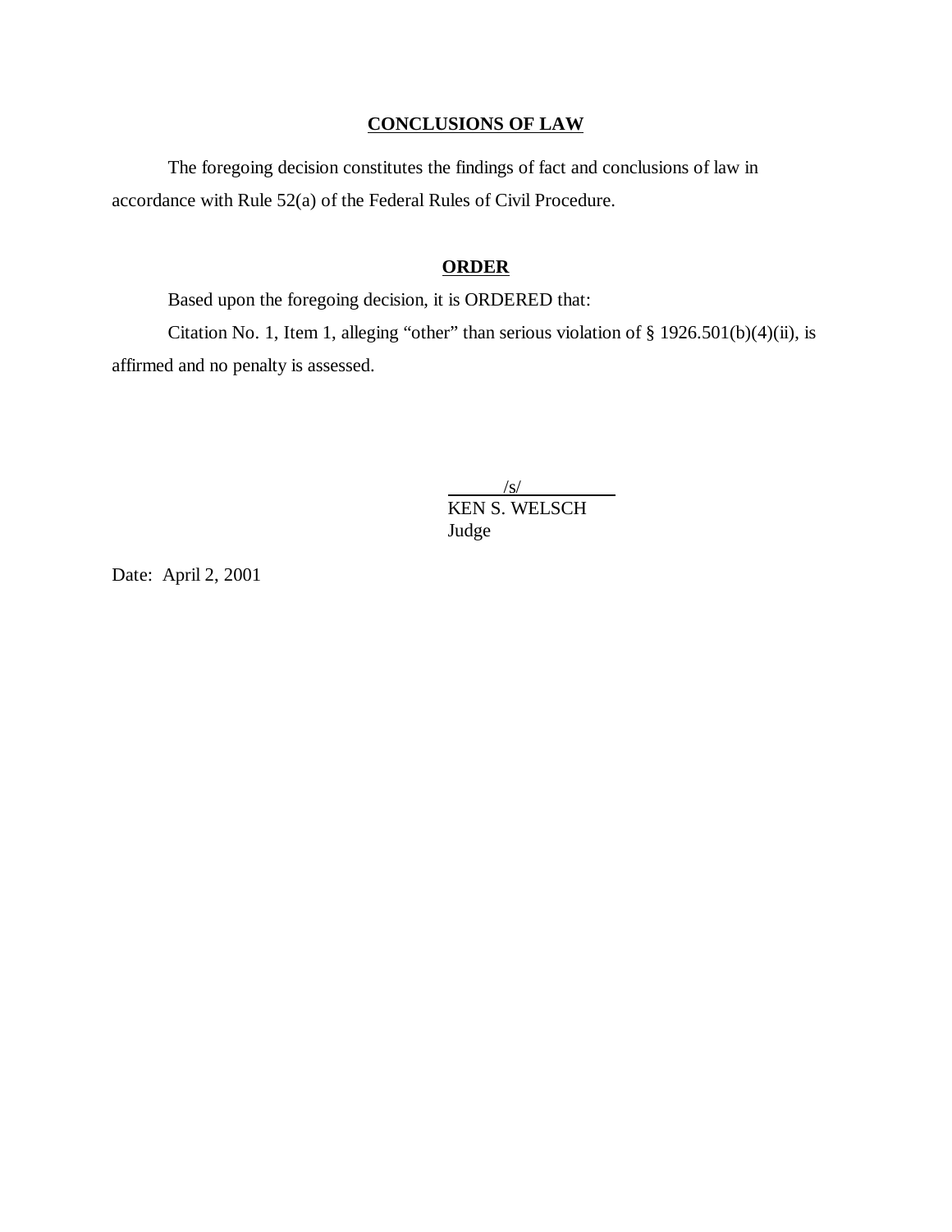## CONCLUSIONS OF LAW

The foregoing decision constitutes the findings of fact and conclusions of law in accordance with Rule 52(a) of the Federal Rules of Civil Procedure.

## ORDER

Based upon the foregoing decision, it is ORDERED that:

Citation No. 1, Item 1, alleging "other" than serious violation of § 1926.501(b)(4)(ii), is affirmed and no penalty is assessed.

/s/
KEN S. WELSCH
Judge

Date: April 2, 2001